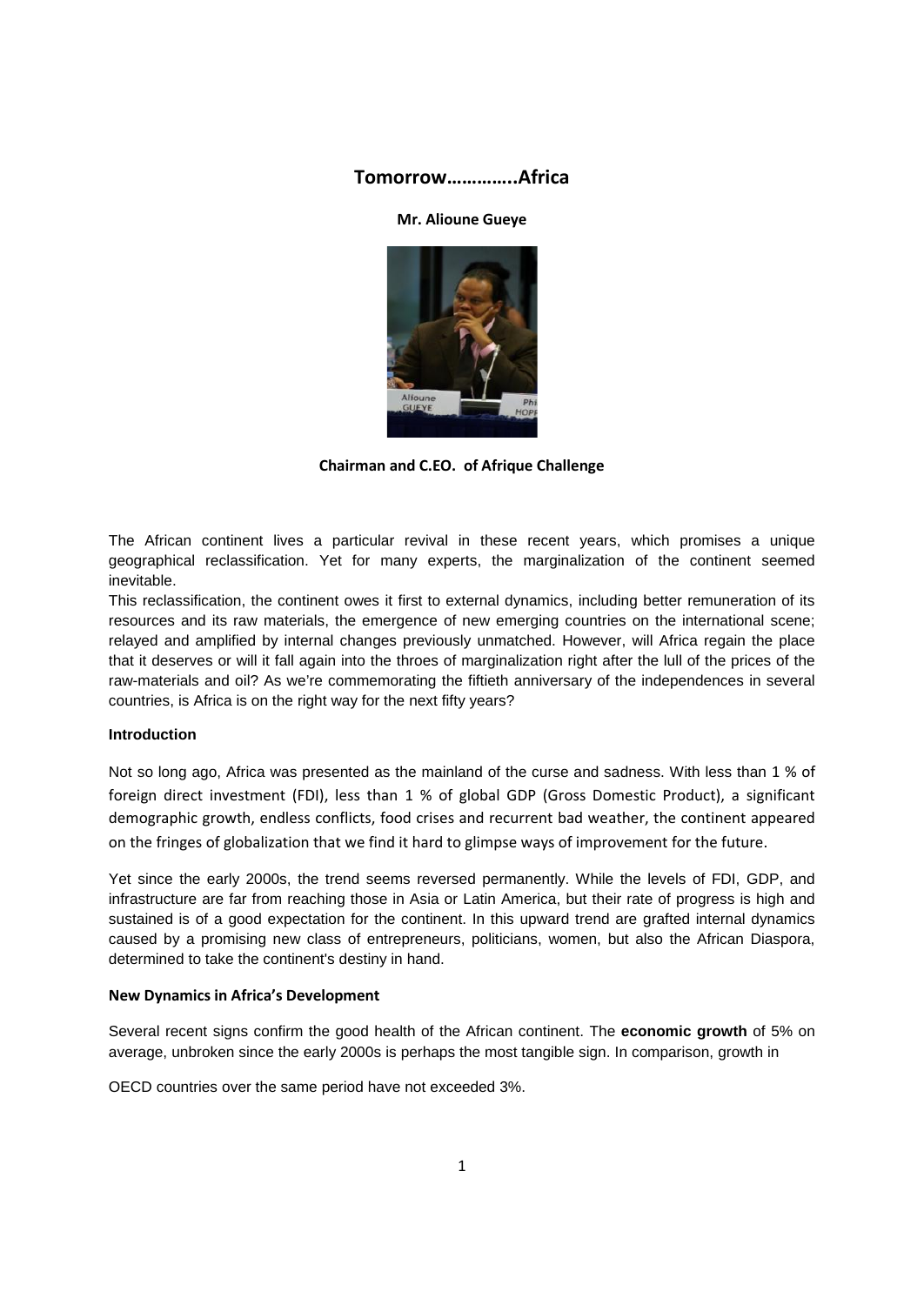# Tomorrow…………..Africa

**Mr. Alioune Gueye**

**Chairman and C.EO. of Afrique Challenge**

The African continent lives a particular revival in these recent years, which promises a unique geographical reclassification. Yet for many experts, the marginalization of the continent seemed inevitable.

This reclassification, the continent owes it first to external dynamics, including better remuneration of its resources and its raw materials, the emergence of new emerging countries on the international scene; relayed and amplified by internal changes previously unmatched. However, will Africa regain the place that it deserves or will it fall again into the throes of marginalization right after the lull of the prices of the raw-materials and oil? As we're commemorating the fiftieth anniversary of the independences in several countries, is Africa is on the right way for the next fifty years?

## Introduction

Not so long ago, Africa was presented as the mainland of the curse and sadness. With less than 1 % of foreign direct investment (FDI), less than 1 % of global GDP (Gross Domestic Product), a significant demographic growth, endless conflicts, food crises and recurrent bad weather, the continent appeared on the fringes of globalization that we find it hard to glimpse ways of improvement for the future.

Yet since the early 2000s, the trend seems reversed permanently. While the levels of FDI, GDP, and infrastructure are far from reaching those in Asia or Latin America, but their rate of progress is high and sustained is of a good expectation for the continent. In this upward trend are grafted internal dynamics caused by a promising new class of entrepreneurs, politicians, women, but also the African Diaspora, determined to take the continent's destiny in hand.

## New Dynamics in Africa's Development

Several recent signs confirm the good health of the African continent. The **economic growth** of 5% on average, unbroken since the early 2000s is perhaps the most tangible sign. In comparison, growth in

OECD countries over the same period have not exceeded 3%.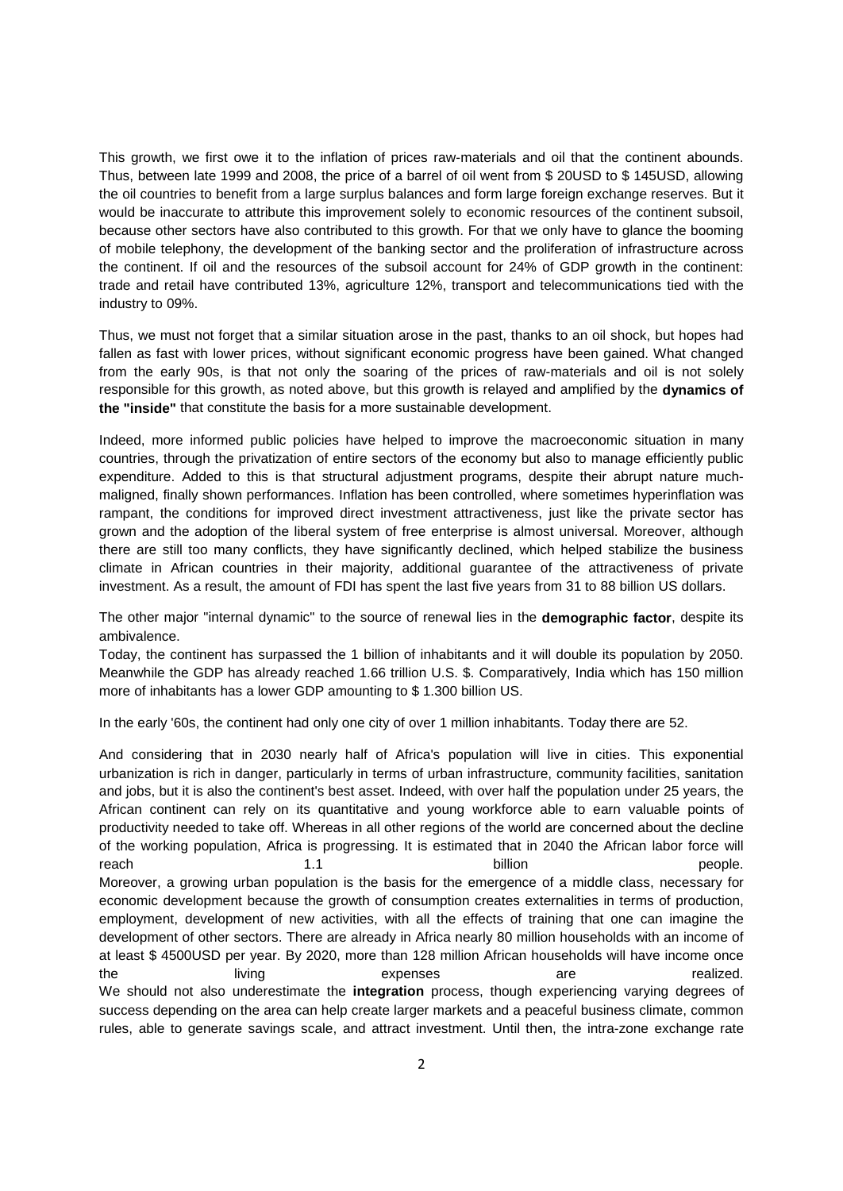This growth, we first owe it to the inflation of prices raw-materials and oil that the continent abounds. Thus, between late 1999 and 2008, the price of a barrel of oil went from $ 20USD to $ 145USD, allowing the oil countries to benefit from a large surplus balances and form large foreign exchange reserves. But it would be inaccurate to attribute this improvement solely to economic resources of the continent subsoil, because other sectors have also contributed to this growth. For that we only have to glance the booming of mobile telephony, the development of the banking sector and the proliferation of infrastructure across the continent. If oil and the resources of the subsoil account for 24% of GDP growth in the continent: trade and retail have contributed 13%, agriculture 12%, transport and telecommunications tied with the industry to 09%.

Thus, we must not forget that a similar situation arose in the past, thanks to an oil shock, but hopes had fallen as fast with lower prices, without significant economic progress have been gained. What changed from the early 90s, is that not only the soaring of the prices of raw-materials and oil is not solely responsible for this growth, as noted above, but this growth is relayed and amplified by the **dynamics of the "inside"** that constitute the basis for a more sustainable development.

Indeed, more informed public policies have helped to improve the macroeconomic situation in many countries, through the privatization of entire sectors of the economy but also to manage efficiently public expenditure. Added to this is that structural adjustment programs, despite their abrupt nature much-maligned, finally shown performances. Inflation has been controlled, where sometimes hyperinflation was rampant, the conditions for improved direct investment attractiveness, just like the private sector has grown and the adoption of the liberal system of free enterprise is almost universal. Moreover, although there are still too many conflicts, they have significantly declined, which helped stabilize the business climate in African countries in their majority, additional guarantee of the attractiveness of private investment. As a result, the amount of FDI has spent the last five years from 31 to 88 billion US dollars.

The other major "internal dynamic" to the source of renewal lies in the **demographic factor**, despite its ambivalence.

Today, the continent has surpassed the 1 billion of inhabitants and it will double its population by 2050. Meanwhile the GDP has already reached 1.66 trillion U.S. $. Comparatively, India which has 150 million more of inhabitants has a lower GDP amounting to $ 1.300 billion US.

In the early '60s, the continent had only one city of over 1 million inhabitants. Today there are 52.

And considering that in 2030 nearly half of Africa's population will live in cities. This exponential urbanization is rich in danger, particularly in terms of urban infrastructure, community facilities, sanitation and jobs, but it is also the continent's best asset. Indeed, with over half the population under 25 years, the African continent can rely on its quantitative and young workforce able to earn valuable points of productivity needed to take off. Whereas in all other regions of the world are concerned about the decline of the working population, Africa is progressing. It is estimated that in 2040 the African labor force will reach 1.1 billion people.

Moreover, a growing urban population is the basis for the emergence of a middle class, necessary for economic development because the growth of consumption creates externalities in terms of production, employment, development of new activities, with all the effects of training that one can imagine the development of other sectors. There are already in Africa nearly 80 million households with an income of at least $ 4500USD per year. By 2020, more than 128 million African households will have income once the living expenses are realized.

We should not also underestimate the **integration** process, though experiencing varying degrees of success depending on the area can help create larger markets and a peaceful business climate, common rules, able to generate savings scale, and attract investment. Until then, the intra-zone exchange rate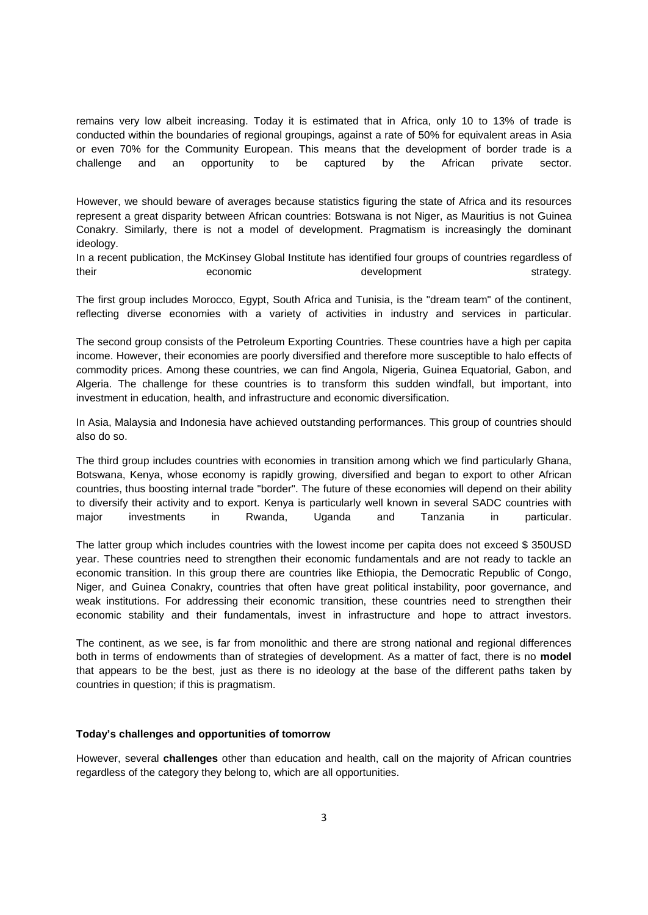remains very low albeit increasing. Today it is estimated that in Africa, only 10 to 13% of trade is conducted within the boundaries of regional groupings, against a rate of 50% for equivalent areas in Asia or even 70% for the Community European. This means that the development of border trade is a challenge and an opportunity to be captured by the African private sector.

However, we should beware of averages because statistics figuring the state of Africa and its resources represent a great disparity between African countries: Botswana is not Niger, as Mauritius is not Guinea Conakry. Similarly, there is not a model of development. Pragmatism is increasingly the dominant ideology.

In a recent publication, the McKinsey Global Institute has identified four groups of countries regardless of their economic development strategy.

The first group includes Morocco, Egypt, South Africa and Tunisia, is the "dream team" of the continent, reflecting diverse economies with a variety of activities in industry and services in particular.

The second group consists of the Petroleum Exporting Countries. These countries have a high per capita income. However, their economies are poorly diversified and therefore more susceptible to halo effects of commodity prices. Among these countries, we can find Angola, Nigeria, Guinea Equatorial, Gabon, and Algeria. The challenge for these countries is to transform this sudden windfall, but important, into investment in education, health, and infrastructure and economic diversification.

In Asia, Malaysia and Indonesia have achieved outstanding performances. This group of countries should also do so.

The third group includes countries with economies in transition among which we find particularly Ghana, Botswana, Kenya, whose economy is rapidly growing, diversified and began to export to other African countries, thus boosting internal trade "border". The future of these economies will depend on their ability to diversify their activity and to export. Kenya is particularly well known in several SADC countries with major investments in Rwanda, Uganda and Tanzania in particular.

The latter group which includes countries with the lowest income per capita does not exceed $ 350USD year. These countries need to strengthen their economic fundamentals and are not ready to tackle an economic transition. In this group there are countries like Ethiopia, the Democratic Republic of Congo, Niger, and Guinea Conakry, countries that often have great political instability, poor governance, and weak institutions. For addressing their economic transition, these countries need to strengthen their economic stability and their fundamentals, invest in infrastructure and hope to attract investors.

The continent, as we see, is far from monolithic and there are strong national and regional differences both in terms of endowments than of strategies of development. As a matter of fact, there is no **model** that appears to be the best, just as there is no ideology at the base of the different paths taken by countries in question; if this is pragmatism.

**Today's challenges and opportunities of tomorrow**

However, several **challenges** other than education and health, call on the majority of African countries regardless of the category they belong to, which are all opportunities.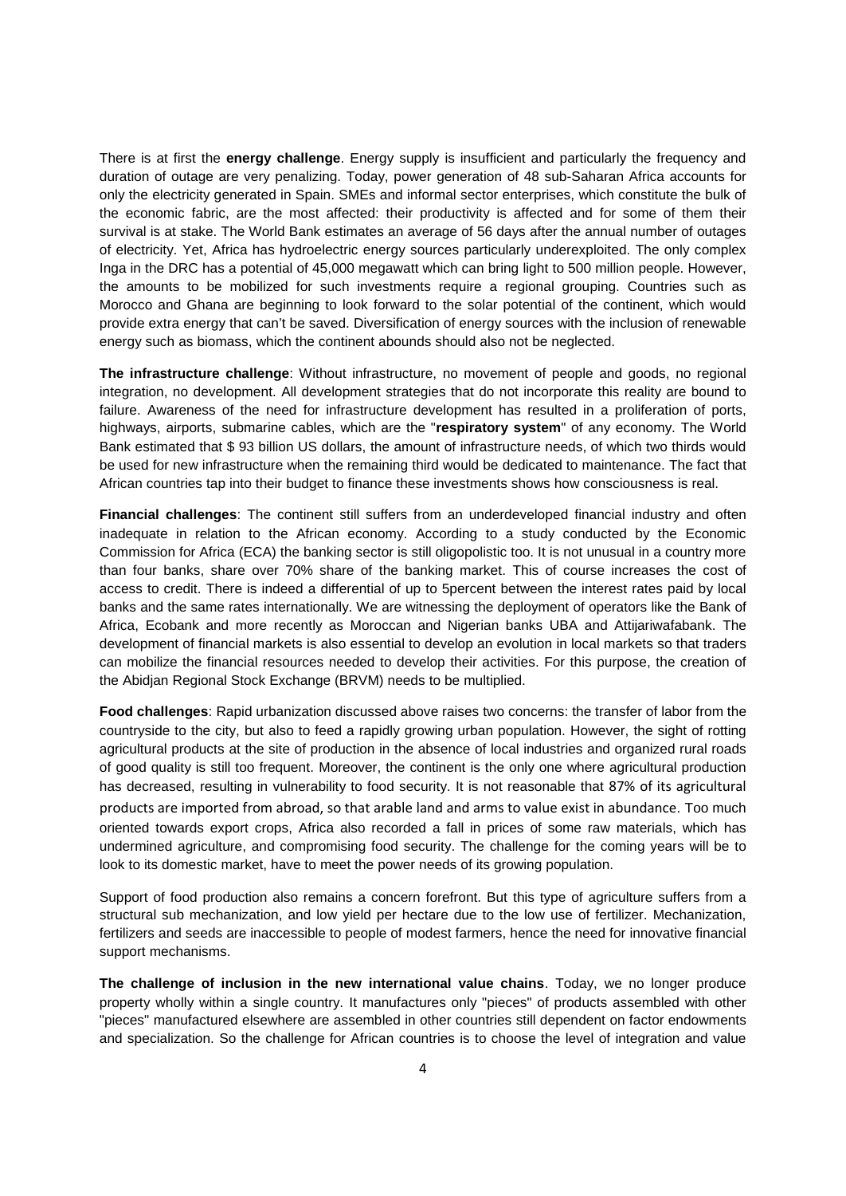There is at first the **energy challenge**. Energy supply is insufficient and particularly the frequency and duration of outage are very penalizing. Today, power generation of 48 sub-Saharan Africa accounts for only the electricity generated in Spain. SMEs and informal sector enterprises, which constitute the bulk of the economic fabric, are the most affected: their productivity is affected and for some of them their survival is at stake. The World Bank estimates an average of 56 days after the annual number of outages of electricity. Yet, Africa has hydroelectric energy sources particularly underexploited. The only complex Inga in the DRC has a potential of 45,000 megawatt which can bring light to 500 million people. However, the amounts to be mobilized for such investments require a regional grouping. Countries such as Morocco and Ghana are beginning to look forward to the solar potential of the continent, which would provide extra energy that can't be saved. Diversification of energy sources with the inclusion of renewable energy such as biomass, which the continent abounds should also not be neglected.

**The infrastructure challenge**: Without infrastructure, no movement of people and goods, no regional integration, no development. All development strategies that do not incorporate this reality are bound to failure. Awareness of the need for infrastructure development has resulted in a proliferation of ports, highways, airports, submarine cables, which are the "**respiratory system**" of any economy. The World Bank estimated that $ 93 billion US dollars, the amount of infrastructure needs, of which two thirds would be used for new infrastructure when the remaining third would be dedicated to maintenance. The fact that African countries tap into their budget to finance these investments shows how consciousness is real.

**Financial challenges**: The continent still suffers from an underdeveloped financial industry and often inadequate in relation to the African economy. According to a study conducted by the Economic Commission for Africa (ECA) the banking sector is still oligopolistic too. It is not unusual in a country more than four banks, share over 70% share of the banking market. This of course increases the cost of access to credit. There is indeed a differential of up to 5percent between the interest rates paid by local banks and the same rates internationally. We are witnessing the deployment of operators like the Bank of Africa, Ecobank and more recently as Moroccan and Nigerian banks UBA and Attijariwafabank. The development of financial markets is also essential to develop an evolution in local markets so that traders can mobilize the financial resources needed to develop their activities. For this purpose, the creation of the Abidjan Regional Stock Exchange (BRVM) needs to be multiplied.

**Food challenges**: Rapid urbanization discussed above raises two concerns: the transfer of labor from the countryside to the city, but also to feed a rapidly growing urban population. However, the sight of rotting agricultural products at the site of production in the absence of local industries and organized rural roads of good quality is still too frequent. Moreover, the continent is the only one where agricultural production has decreased, resulting in vulnerability to food security. It is not reasonable that 87% of its agricultural products are imported from abroad, so that arable land and arms to value exist in abundance. Too much oriented towards export crops, Africa also recorded a fall in prices of some raw materials, which has undermined agriculture, and compromising food security. The challenge for the coming years will be to look to its domestic market, have to meet the power needs of its growing population.

Support of food production also remains a concern forefront. But this type of agriculture suffers from a structural sub mechanization, and low yield per hectare due to the low use of fertilizer. Mechanization, fertilizers and seeds are inaccessible to people of modest farmers, hence the need for innovative financial support mechanisms.

**The challenge of inclusion in the new international value chains**. Today, we no longer produce property wholly within a single country. It manufactures only "pieces" of products assembled with other "pieces" manufactured elsewhere are assembled in other countries still dependent on factor endowments and specialization. So the challenge for African countries is to choose the level of integration and value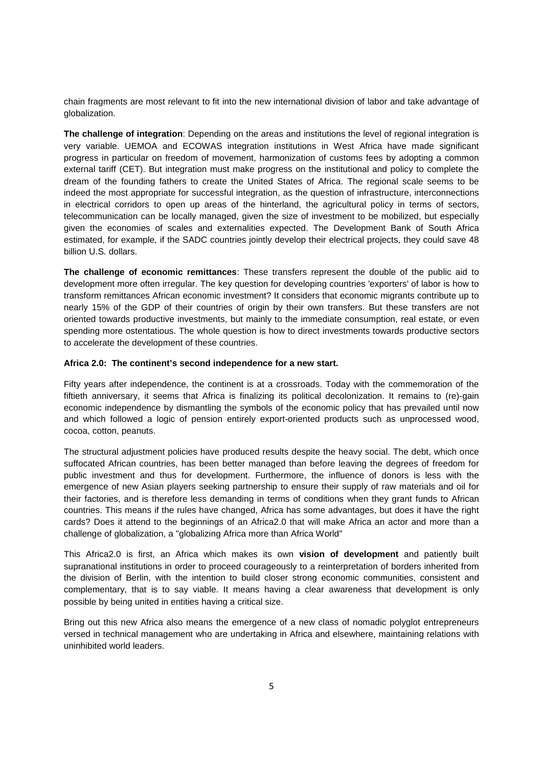chain fragments are most relevant to fit into the new international division of labor and take advantage of globalization.

**The challenge of integration**: Depending on the areas and institutions the level of regional integration is very variable. UEMOA and ECOWAS integration institutions in West Africa have made significant progress in particular on freedom of movement, harmonization of customs fees by adopting a common external tariff (CET). But integration must make progress on the institutional and policy to complete the dream of the founding fathers to create the United States of Africa. The regional scale seems to be indeed the most appropriate for successful integration, as the question of infrastructure, interconnections in electrical corridors to open up areas of the hinterland, the agricultural policy in terms of sectors, telecommunication can be locally managed, given the size of investment to be mobilized, but especially given the economies of scales and externalities expected. The Development Bank of South Africa estimated, for example, if the SADC countries jointly develop their electrical projects, they could save 48 billion U.S. dollars.

**The challenge of economic remittances**: These transfers represent the double of the public aid to development more often irregular. The key question for developing countries 'exporters' of labor is how to transform remittances African economic investment? It considers that economic migrants contribute up to nearly 15% of the GDP of their countries of origin by their own transfers. But these transfers are not oriented towards productive investments, but mainly to the immediate consumption, real estate, or even spending more ostentatious. The whole question is how to direct investments towards productive sectors to accelerate the development of these countries.

**Africa 2.0: The continent's second independence for a new start.**

Fifty years after independence, the continent is at a crossroads. Today with the commemoration of the fiftieth anniversary, it seems that Africa is finalizing its political decolonization. It remains to (re)-gain economic independence by dismantling the symbols of the economic policy that has prevailed until now and which followed a logic of pension entirely export-oriented products such as unprocessed wood, cocoa, cotton, peanuts.

The structural adjustment policies have produced results despite the heavy social. The debt, which once suffocated African countries, has been better managed than before leaving the degrees of freedom for public investment and thus for development. Furthermore, the influence of donors is less with the emergence of new Asian players seeking partnership to ensure their supply of raw materials and oil for their factories, and is therefore less demanding in terms of conditions when they grant funds to African countries. This means if the rules have changed, Africa has some advantages, but does it have the right cards? Does it attend to the beginnings of an Africa2.0 that will make Africa an actor and more than a challenge of globalization, a "globalizing Africa more than Africa World"

This Africa2.0 is first, an Africa which makes its own **vision of development** and patiently built supranational institutions in order to proceed courageously to a reinterpretation of borders inherited from the division of Berlin, with the intention to build closer strong economic communities, consistent and complementary, that is to say viable. It means having a clear awareness that development is only possible by being united in entities having a critical size.

Bring out this new Africa also means the emergence of a new class of nomadic polyglot entrepreneurs versed in technical management who are undertaking in Africa and elsewhere, maintaining relations with uninhibited world leaders.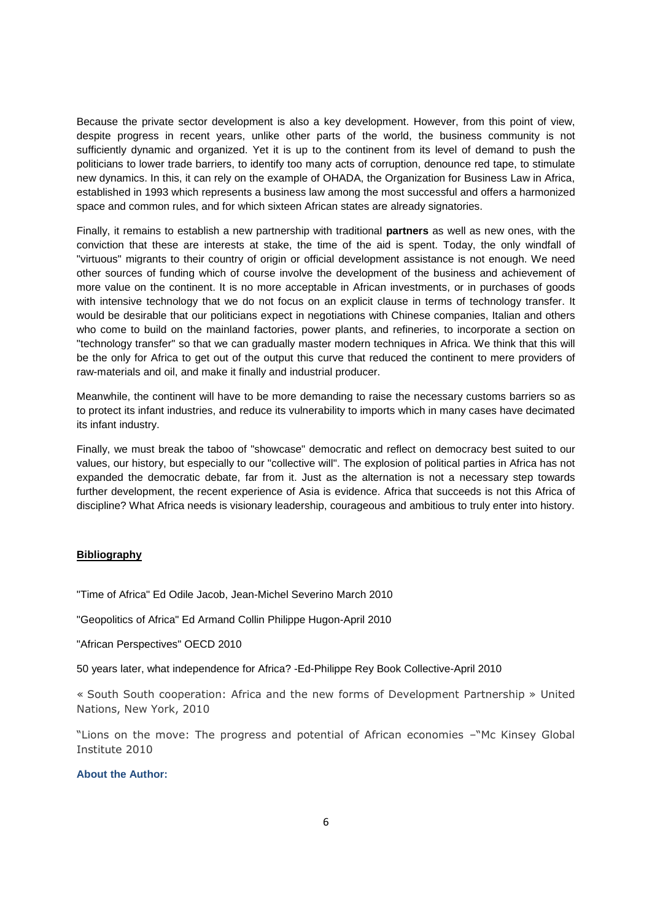Because the private sector development is also a key development. However, from this point of view, despite progress in recent years, unlike other parts of the world, the business community is not sufficiently dynamic and organized. Yet it is up to the continent from its level of demand to push the politicians to lower trade barriers, to identify too many acts of corruption, denounce red tape, to stimulate new dynamics. In this, it can rely on the example of OHADA, the Organization for Business Law in Africa, established in 1993 which represents a business law among the most successful and offers a harmonized space and common rules, and for which sixteen African states are already signatories.

Finally, it remains to establish a new partnership with traditional **partners** as well as new ones, with the conviction that these are interests at stake, the time of the aid is spent. Today, the only windfall of "virtuous" migrants to their country of origin or official development assistance is not enough. We need other sources of funding which of course involve the development of the business and achievement of more value on the continent. It is no more acceptable in African investments, or in purchases of goods with intensive technology that we do not focus on an explicit clause in terms of technology transfer. It would be desirable that our politicians expect in negotiations with Chinese companies, Italian and others who come to build on the mainland factories, power plants, and refineries, to incorporate a section on "technology transfer" so that we can gradually master modern techniques in Africa. We think that this will be the only for Africa to get out of the output this curve that reduced the continent to mere providers of raw-materials and oil, and make it finally and industrial producer.

Meanwhile, the continent will have to be more demanding to raise the necessary customs barriers so as to protect its infant industries, and reduce its vulnerability to imports which in many cases have decimated its infant industry.

Finally, we must break the taboo of "showcase" democratic and reflect on democracy best suited to our values, our history, but especially to our "collective will". The explosion of political parties in Africa has not expanded the democratic debate, far from it. Just as the alternation is not a necessary step towards further development, the recent experience of Asia is evidence. Africa that succeeds is not this Africa of discipline? What Africa needs is visionary leadership, courageous and ambitious to truly enter into history.

## Bibliography

"Time of Africa" Ed Odile Jacob, Jean-Michel Severino March 2010

"Geopolitics of Africa" Ed Armand Collin Philippe Hugon-April 2010

"African Perspectives" OECD 2010

50 years later, what independence for Africa? -Ed-Philippe Rey Book Collective-April 2010

« South South cooperation: Africa and the new forms of Development Partnership » United Nations, New York, 2010

"Lions on the move: The progress and potential of African economies –"Mc Kinsey Global Institute 2010

**About the Author:**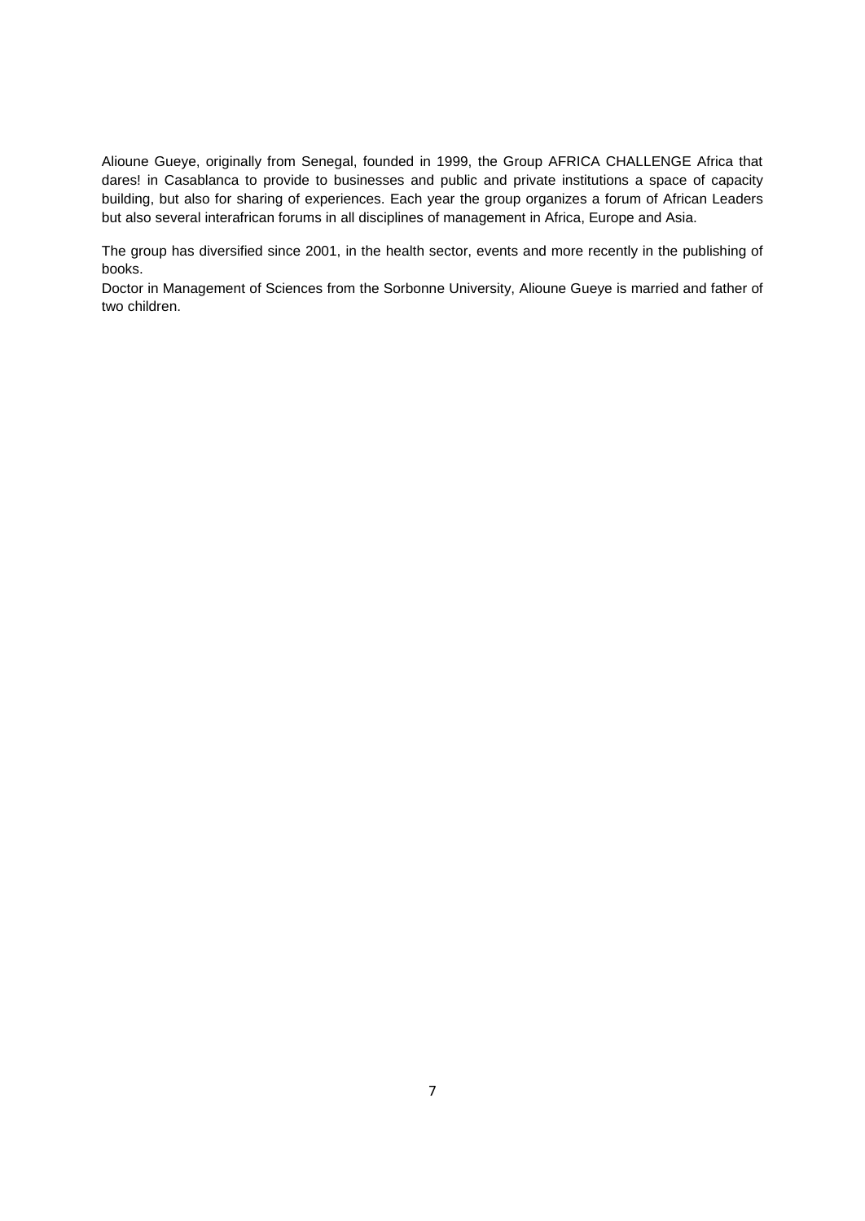Alioune Gueye, originally from Senegal, founded in 1999, the Group AFRICA CHALLENGE Africa that dares! in Casablanca to provide to businesses and public and private institutions a space of capacity building, but also for sharing of experiences. Each year the group organizes a forum of African Leaders but also several interafrican forums in all disciplines of management in Africa, Europe and Asia.

The group has diversified since 2001, in the health sector, events and more recently in the publishing of books.

Doctor in Management of Sciences from the Sorbonne University, Alioune Gueye is married and father of two children.